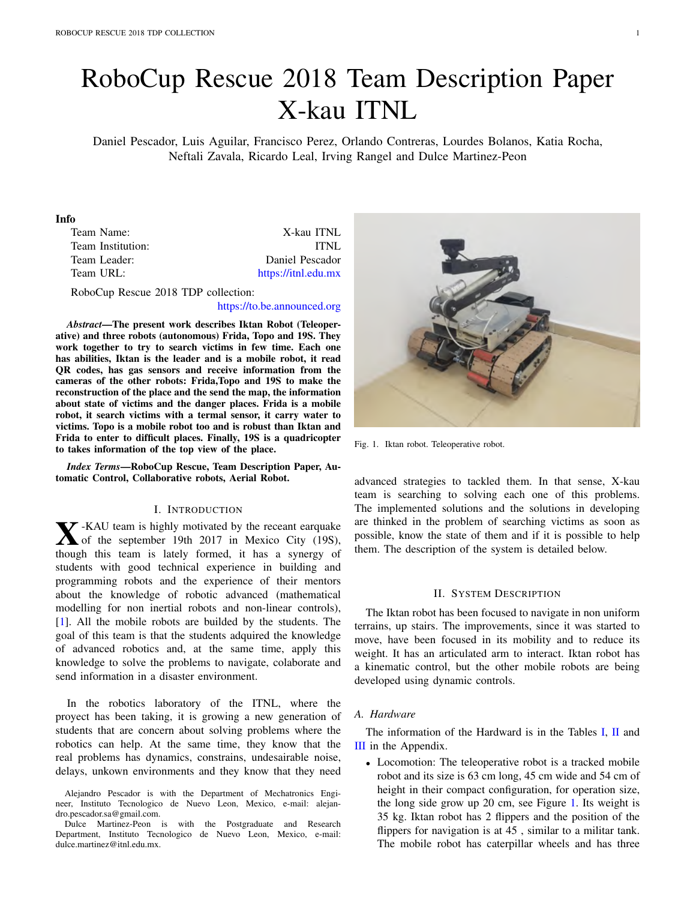# RoboCup Rescue 2018 Team Description Paper X-kau ITNL

Daniel Pescador, Luis Aguilar, Francisco Perez, Orlando Contreras, Lourdes Bolanos, Katia Rocha, Neftali Zavala, Ricardo Leal, Irving Rangel and Dulce Martinez-Peon

**Info**

| | |
|---|---|
| Team Name: | X-kau ITNL |
| Team Institution: | ITNL |
| Team Leader: | Daniel Pescador |
| Team URL: | https://itnl.edu.mx |

RoboCup Rescue 2018 TDP collection:
https://to.be.announced.org

***Abstract*—The present work describes Iktan Robot (Teleoperative) and three robots (autonomous) Frida, Topo and 19S. They work together to try to search victims in few time. Each one has abilities, Iktan is the leader and is a mobile robot, it read QR codes, has gas sensors and receive information from the cameras of the other robots: Frida,Topo and 19S to make the reconstruction of the place and the send the map, the information about state of victims and the danger places. Frida is a mobile robot, it search victims with a termal sensor, it carry water to victims. Topo is a mobile robot too and is robust than Iktan and Frida to enter to difficult places. Finally, 19S is a quadricopter to takes information of the top view of the place.**

***Index Terms*—RoboCup Rescue, Team Description Paper, Automatic Control, Collaborative robots, Aerial Robot.**

## I. Introduction

X-KAU team is highly motivated by the reacent earquake of the september 19th 2017 in Mexico City (19S), though this team is lately formed, it has a synergy of students with good technical experience in building and programming robots and the experience of their mentors about the knowledge of robotic advanced (mathematical modelling for non inertial robots and non-linear controls), [1]. All the mobile robots are builded by the students. The goal of this team is that the students adquired the knowledge of advanced robotics and, at the same time, apply this knowledge to solve the problems to navigate, colaborate and send information in a disaster environment.

In the robotics laboratory of the ITNL, where the proyect has been taking, it is growing a new generation of students that are concern about solving problems where the robotics can help. At the same time, they know that the real problems has dynamics, constrains, undesairable noise, delays, unkown environments and they know that they need advanced strategies to tackled them. In that sense, X-kau team is searching to solving each one of this problems. The implemented solutions and the solutions in developing are thinked in the problem of searching victims as soon as possible, know the state of them and if it is possible to help them. The description of the system is detailed below.

Alejandro Pescador is with the Department of Mechatronics Engineer, Instituto Tecnologico de Nuevo Leon, Mexico, e-mail: alejandro.pescador.sa@gmail.com.
Dulce Martinez-Peon is with the Postgraduate and Research Department, Instituto Tecnologico de Nuevo Leon, Mexico, e-mail: dulce.martinez@itnl.edu.mx.

Fig. 1. Iktan robot. Teleoperative robot.

## II. System Description

The Iktan robot has been focused to navigate in non uniform terrains, up stairs. The improvements, since it was started to move, have been focused in its mobility and to reduce its weight. It has an articulated arm to interact. Iktan robot has a kinematic control, but the other mobile robots are being developed using dynamic controls.

### A. Hardware

The information of the Hardward is in the Tables I, II and III in the Appendix.

- Locomotion: The teleoperative robot is a tracked mobile robot and its size is 63 cm long, 45 cm wide and 54 cm of height in their compact configuration, for operation size, the long side grow up 20 cm, see Figure 1. Its weight is 35 kg. Iktan robot has 2 flippers and the position of the flippers for navigation is at 45 , similar to a militar tank. The mobile robot has caterpillar wheels and has three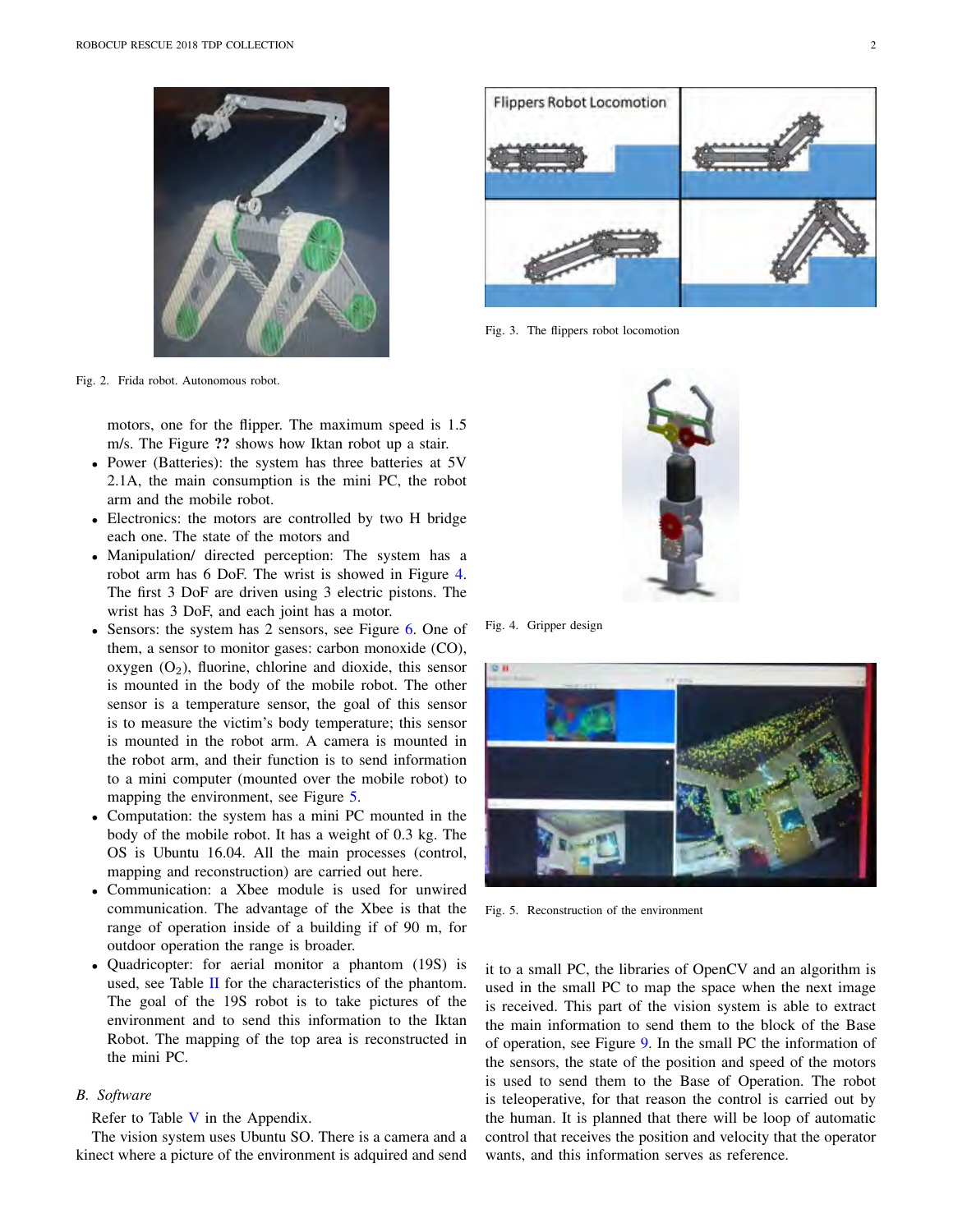Fig. 2. Frida robot. Autonomous robot.

Fig. 3. The flippers robot locomotion

- motors, one for the flipper. The maximum speed is 1.5 m/s. The Figure **??** shows how Iktan robot up a stair.
- Power (Batteries): the system has three batteries at 5V 2.1A, the main consumption is the mini PC, the robot arm and the mobile robot.
- Electronics: the motors are controlled by two H bridge each one. The state of the motors and
- Manipulation/ directed perception: The system has a robot arm has 6 DoF. The wrist is showed in Figure 4. The first 3 DoF are driven using 3 electric pistons. The wrist has 3 DoF, and each joint has a motor.
- Sensors: the system has 2 sensors, see Figure 6. One of them, a sensor to monitor gases: carbon monoxide (CO), oxygen ($O_2$), fluorine, chlorine and dioxide, this sensor is mounted in the body of the mobile robot. The other sensor is a temperature sensor, the goal of this sensor is to measure the victim's body temperature; this sensor is mounted in the robot arm. A camera is mounted in the robot arm, and their function is to send information to a mini computer (mounted over the mobile robot) to mapping the environment, see Figure 5.
- Computation: the system has a mini PC mounted in the body of the mobile robot. It has a weight of 0.3 kg. The OS is Ubuntu 16.04. All the main processes (control, mapping and reconstruction) are carried out here.
- Communication: a Xbee module is used for unwired communication. The advantage of the Xbee is that the range of operation inside of a building if of 90 m, for outdoor operation the range is broader.
- Quadricopter: for aerial monitor a phantom (19S) is used, see Table II for the characteristics of the phantom. The goal of the 19S robot is to take pictures of the environment and to send this information to the Iktan Robot. The mapping of the top area is reconstructed in the mini PC.

Fig. 4. Gripper design

Fig. 5. Reconstruction of the environment

### B. Software

Refer to Table V in the Appendix.

The vision system uses Ubuntu SO. There is a camera and a kinect where a picture of the environment is adquired and send it to a small PC, the libraries of OpenCV and an algorithm is used in the small PC to map the space when the next image is received. This part of the vision system is able to extract the main information to send them to the block of the Base of operation, see Figure 9. In the small PC the information of the sensors, the state of the position and speed of the motors is used to send them to the Base of Operation. The robot is teleoperative, for that reason the control is carried out by the human. It is planned that there will be loop of automatic control that receives the position and velocity that the operator wants, and this information serves as reference.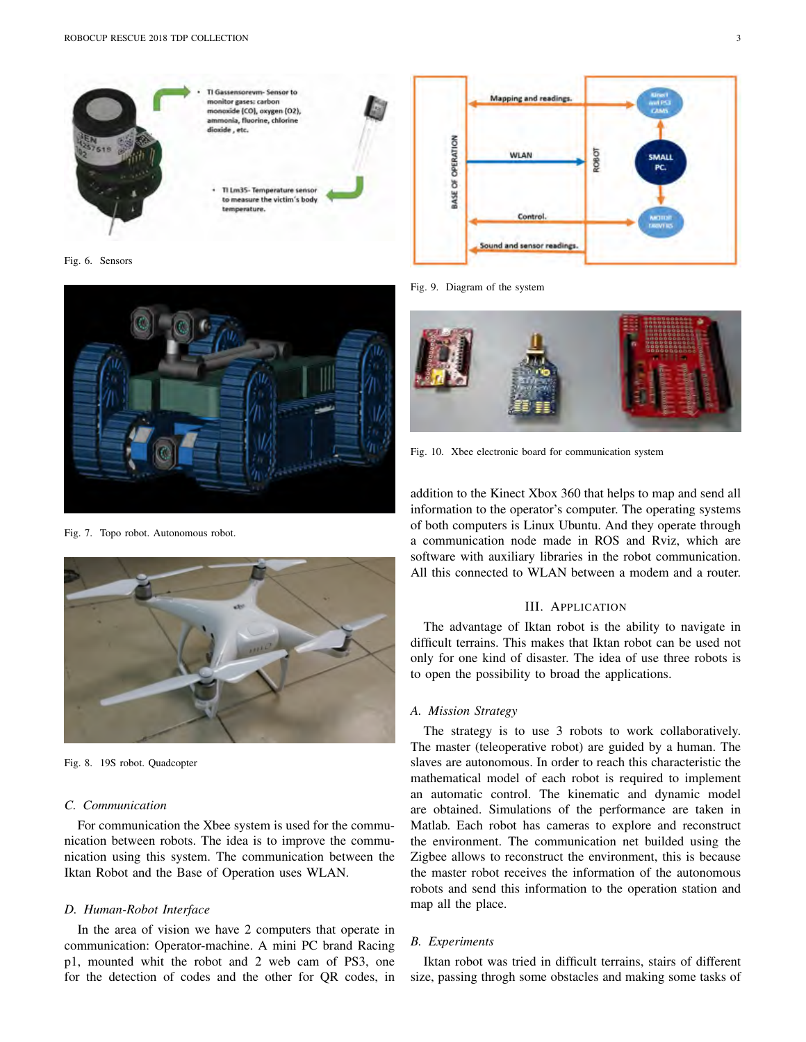Fig. 6. Sensors

Fig. 7. Topo robot. Autonomous robot.

Fig. 8. 19S robot. Quadcopter

### C. Communication

For communication the Xbee system is used for the communication between robots. The idea is to improve the communication using this system. The communication between the Iktan Robot and the Base of Operation uses WLAN.

### D. Human-Robot Interface

In the area of vision we have 2 computers that operate in communication: Operator-machine. A mini PC brand Racing p1, mounted whit the robot and 2 web cam of PS3, one for the detection of codes and the other for QR codes, in addition to the Kinect Xbox 360 that helps to map and send all information to the operator's computer. The operating systems of both computers is Linux Ubuntu. And they operate through a communication node made in ROS and Rviz, which are software with auxiliary libraries in the robot communication. All this connected to WLAN between a modem and a router.

Fig. 9. Diagram of the system

Fig. 10. Xbee electronic board for communication system

## III. Application

The advantage of Iktan robot is the ability to navigate in difficult terrains. This makes that Iktan robot can be used not only for one kind of disaster. The idea of use three robots is to open the possibility to broad the applications.

### A. Mission Strategy

The strategy is to use 3 robots to work collaboratively. The master (teleoperative robot) are guided by a human. The slaves are autonomous. In order to reach this characteristic the mathematical model of each robot is required to implement an automatic control. The kinematic and dynamic model are obtained. Simulations of the performance are taken in Matlab. Each robot has cameras to explore and reconstruct the environment. The communication net builded using the Zigbee allows to reconstruct the environment, this is because the master robot receives the information of the autonomous robots and send this information to the operation station and map all the place.

### B. Experiments

Iktan robot was tried in difficult terrains, stairs of different size, passing throgh some obstacles and making some tasks of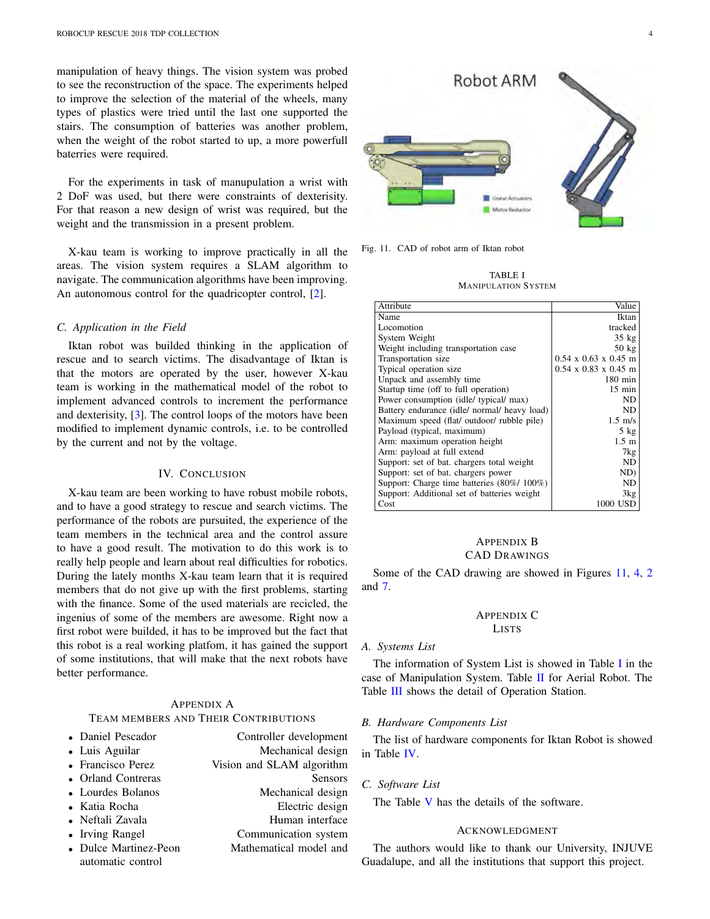manipulation of heavy things. The vision system was probed to see the reconstruction of the space. The experiments helped to improve the selection of the material of the wheels, many types of plastics were tried until the last one supported the stairs. The consumption of batteries was another problem, when the weight of the robot started to up, a more powerfull baterries were required.

For the experiments in task of manupulation a wrist with 2 DoF was used, but there were constraints of dexteristy. For that reason a new design of wrist was required, but the weight and the transmission in a present problem.

X-kau team is working to improve practically in all the areas. The vision system requires a SLAM algorithm to navigate. The communication algorithms have been improving. An autonomous control for the quadricopter control, [2].

### C. Application in the Field

Iktan robot was builded thinking in the application of rescue and to search victims. The disadvantage of Iktan is that the motors are operated by the user, however X-kau team is working in the mathematical model of the robot to implement advanced controls to increment the performance and dexteriity, [3]. The control loops of the motors have been modified to implement dynamic controls, i.e. to be controlled by the current and not by the voltage.

## IV. Conclusion

X-kau team are been working to have robust mobile robots, and to have a good strategy to rescue and search victims. The performance of the robots are pursuited, the experience of the team members in the technical area and the control assure to have a good result. The motivation to do this work is to really help people and learn about real difficulties for robotics. During the lately months X-kau team learn that it is required members that do not give up with the first problems, starting with the finance. Some of the used materials are recicled, the ingenius of some of the members are awesome. Right now a first robot were builded, it has to be improved but the fact that this robot is a real working platfom, it has gained the support of some institutions, that will make that the next robots have better performance.

## Appendix A
## Team Members and Their Contributions

- Daniel Pescador — Controller development
- Luis Aguilar — Mechanical design
- Francisco Perez — Vision and SLAM algorithm
- Orland Contreras — Sensors
- Lourdes Bolanos — Mechanical design
- Katia Rocha — Electric design
- Neftali Zavala — Human interface
- Irving Rangel — Communication system
- Dulce Martinez-Peon — Mathematical model and automatic control

Fig. 11. CAD of robot arm of Iktan robot

TABLE I
MANIPULATION SYSTEM

| Attribute | Value |
|---|---|
| Name | Iktan |
| Locomotion | tracked |
| System Weight | 35 kg |
| Weight including transportation case | 50 kg |
| Transportation size | 0.54 x 0.63 x 0.45 m |
| Typical operation size | 0.54 x 0.83 x 0.45 m |
| Unpack and assembly time | 180 min |
| Startup time (off to full operation) | 15 min |
| Power consumption (idle/ typical/ max) | ND |
| Battery endurance (idle/ normal/ heavy load) | ND |
| Maximum speed (flat/ outdoor/ rubble pile) | 1.5 m/s |
| Payload (typical, maximum) | 5 kg |
| Arm: maximum operation height | 1.5 m |
| Arm: payload at full extend | 7kg |
| Support: set of bat. chargers total weight | ND |
| Support: set of bat. chargers power | ND) |
| Support: Charge time batteries (80%/ 100%) | ND |
| Support: Additional set of batteries weight | 3kg |
| Cost | 1000 USD |

## Appendix B
## CAD Drawings

Some of the CAD drawing are showed in Figures 11, 4, 2 and 7.

## Appendix C
## Lists

### A. Systems List

The information of System List is showed in Table I in the case of Manipulation System. Table II for Aerial Robot. The Table III shows the detail of Operation Station.

### B. Hardware Components List

The list of hardware components for Iktan Robot is showed in Table IV.

### C. Software List

The Table V has the details of the software.

## Acknowledgment

The authors would like to thank our University, INJUVE Guadalupe, and all the institutions that support this project.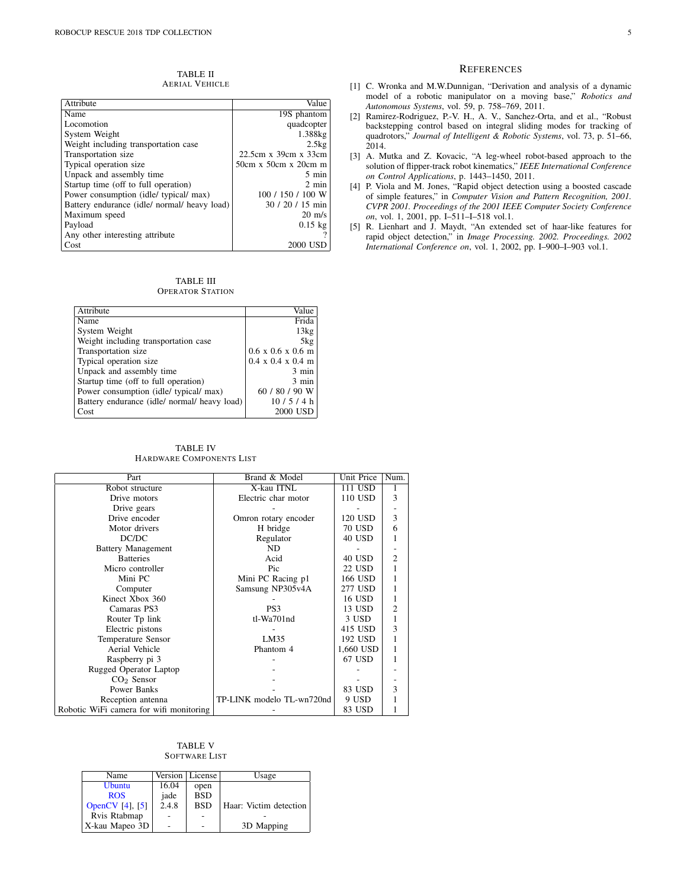TABLE II
AERIAL VEHICLE

| Attribute | Value |
|---|---|
| Name | 19S phantom |
| Locomotion | quadcopter |
| System Weight | 1.388kg |
| Weight including transportation case | 2.5kg |
| Transportation size | 22.5cm x 39cm x 33cm |
| Typical operation size | 50cm x 50cm x 20cm m |
| Unpack and assembly time | 5 min |
| Startup time (off to full operation) | 2 min |
| Power consumption (idle/ typical/ max) | 100 / 150 / 100 W |
| Battery endurance (idle/ normal/ heavy load) | 30 / 20 / 15 min |
| Maximum speed | 20 m/s |
| Payload | 0.15 kg |
| Any other interesting attribute | ? |
| Cost | 2000 USD |

TABLE III
OPERATOR STATION

| Attribute | Value |
|---|---|
| Name | Frida |
| System Weight | 13kg |
| Weight including transportation case | 5kg |
| Transportation size | 0.6 x 0.6 x 0.6 m |
| Typical operation size | 0.4 x 0.4 x 0.4 m |
| Unpack and assembly time | 3 min |
| Startup time (off to full operation) | 3 min |
| Power consumption (idle/ typical/ max) | 60 / 80 / 90 W |
| Battery endurance (idle/ normal/ heavy load) | 10 / 5 / 4 h |
| Cost | 2000 USD |

TABLE IV
HARDWARE COMPONENTS LIST

| Part | Brand & Model | Unit Price | Num. |
|---|---|---|---|
| Robot structure | X-kau ITNL | 111 USD | 1 |
| Drive motors | Electric char motor | 110 USD | 3 |
| Drive gears | - | - | - |
| Drive encoder | Omron rotary encoder | 120 USD | 3 |
| Motor drivers | H bridge | 70 USD | 6 |
| DC/DC | Regulator | 40 USD | 1 |
| Battery Management | ND | - | - |
| Batteries | Acid | 40 USD | 2 |
| Micro controller | Pic | 22 USD | 1 |
| Mini PC | Mini PC Racing p1 | 166 USD | 1 |
| Computer | Samsung NP305v4A | 277 USD | 1 |
| Kinect Xbox 360 | - | 16 USD | 1 |
| Camaras PS3 | PS3 | 13 USD | 2 |
| Router Tp link | tl-Wa701nd | 3 USD | 1 |
| Electric pistons | - | 415 USD | 3 |
| Temperature Sensor | LM35 | 192 USD | 1 |
| Aerial Vehicle | Phantom 4 | 1,660 USD | 1 |
| Raspberry pi 3 | - | 67 USD | 1 |
| Rugged Operator Laptop | - | - | - |
| $CO_2$ Sensor | - | - | - |
| Power Banks | - | 83 USD | 3 |
| Reception antenna | TP-LINK modelo TL-wn720nd | 9 USD | 1 |
| Robotic WiFi camera for wifi monitoring | - | 83 USD | 1 |

TABLE V
SOFTWARE LIST

| Name | Version | License | Usage |
|---|---|---|---|
| Ubuntu | 16.04 | open | |
| ROS | jade | BSD | |
| OpenCV [4], [5] | 2.4.8 | BSD | Haar: Victim detection |
| Rvis Rtabmap | - | - | - |
| X-kau Mapeo 3D | - | - | 3D Mapping |

## REFERENCES

[1] C. Wronka and M.W.Dunnigan, "Derivation and analysis of a dynamic model of a robotic manipulator on a moving base," *Robotics and Autonomous Systems*, vol. 59, p. 758–769, 2011.

[2] Ramirez-Rodriguez, P.-V. H., A. V., Sanchez-Orta, and et al., "Robust backstepping control based on integral sliding modes for tracking of quadrotors," *Journal of Intelligent & Robotic Systems*, vol. 73, p. 51–66, 2014.

[3] A. Mutka and Z. Kovacic, "A leg-wheel robot-based approach to the solution of flipper-track robot kinematics," *IEEE International Conference on Control Applications*, p. 1443–1450, 2011.

[4] P. Viola and M. Jones, "Rapid object detection using a boosted cascade of simple features," in *Computer Vision and Pattern Recognition, 2001. CVPR 2001. Proceedings of the 2001 IEEE Computer Society Conference on*, vol. 1, 2001, pp. I–511–I–518 vol.1.

[5] R. Lienhart and J. Maydt, "An extended set of haar-like features for rapid object detection," in *Image Processing. 2002. Proceedings. 2002 International Conference on*, vol. 1, 2002, pp. I–900–I–903 vol.1.